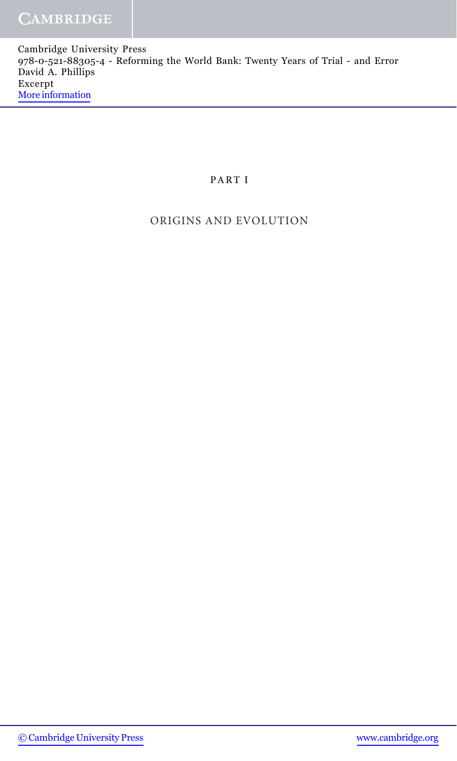# PART I

## ORIGINS AND EVOLUTION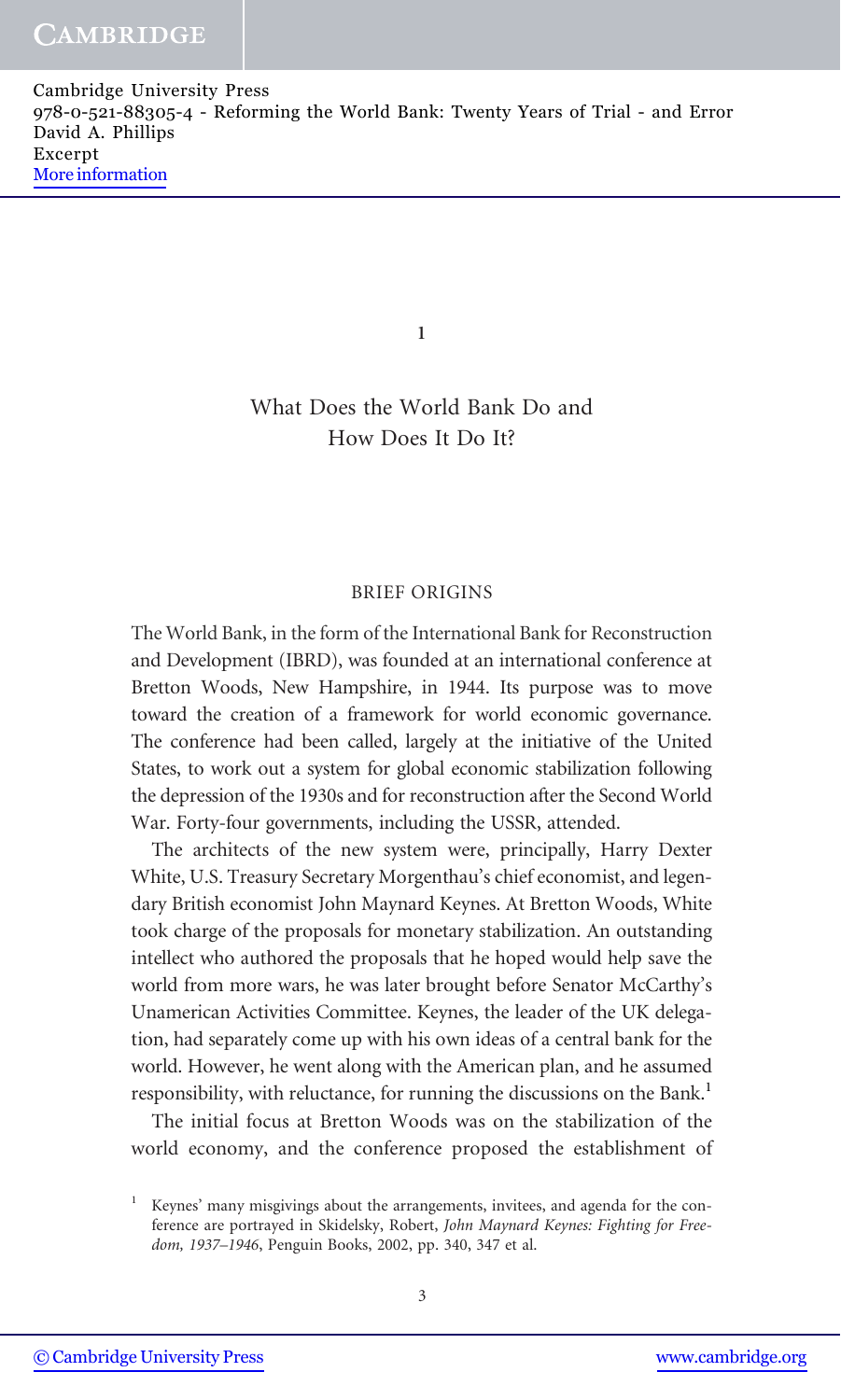# 1

# What Does the World Bank Do and How Does It Do It?

## BRIEF ORIGINS

The World Bank, in the form of the International Bank for Reconstruction and Development (IBRD), was founded at an international conference at Bretton Woods, New Hampshire, in 1944. Its purpose was to move toward the creation of a framework for world economic governance. The conference had been called, largely at the initiative of the United States, to work out a system for global economic stabilization following the depression of the 1930s and for reconstruction after the Second World War. Forty-four governments, including the USSR, attended.

The architects of the new system were, principally, Harry Dexter White, U.S. Treasury Secretary Morgenthau's chief economist, and legendary British economist John Maynard Keynes. At Bretton Woods, White took charge of the proposals for monetary stabilization. An outstanding intellect who authored the proposals that he hoped would help save the world from more wars, he was later brought before Senator McCarthy's Unamerican Activities Committee. Keynes, the leader of the UK delegation, had separately come up with his own ideas of a central bank for the world. However, he went along with the American plan, and he assumed responsibility, with reluctance, for running the discussions on the Bank.[1]

The initial focus at Bretton Woods was on the stabilization of the world economy, and the conference proposed the establishment of

[1] Keynes' many misgivings about the arrangements, invitees, and agenda for the conference are portrayed in Skidelsky, Robert, *John Maynard Keynes: Fighting for Freedom, 1937–1946*, Penguin Books, 2002, pp. 340, 347 et al.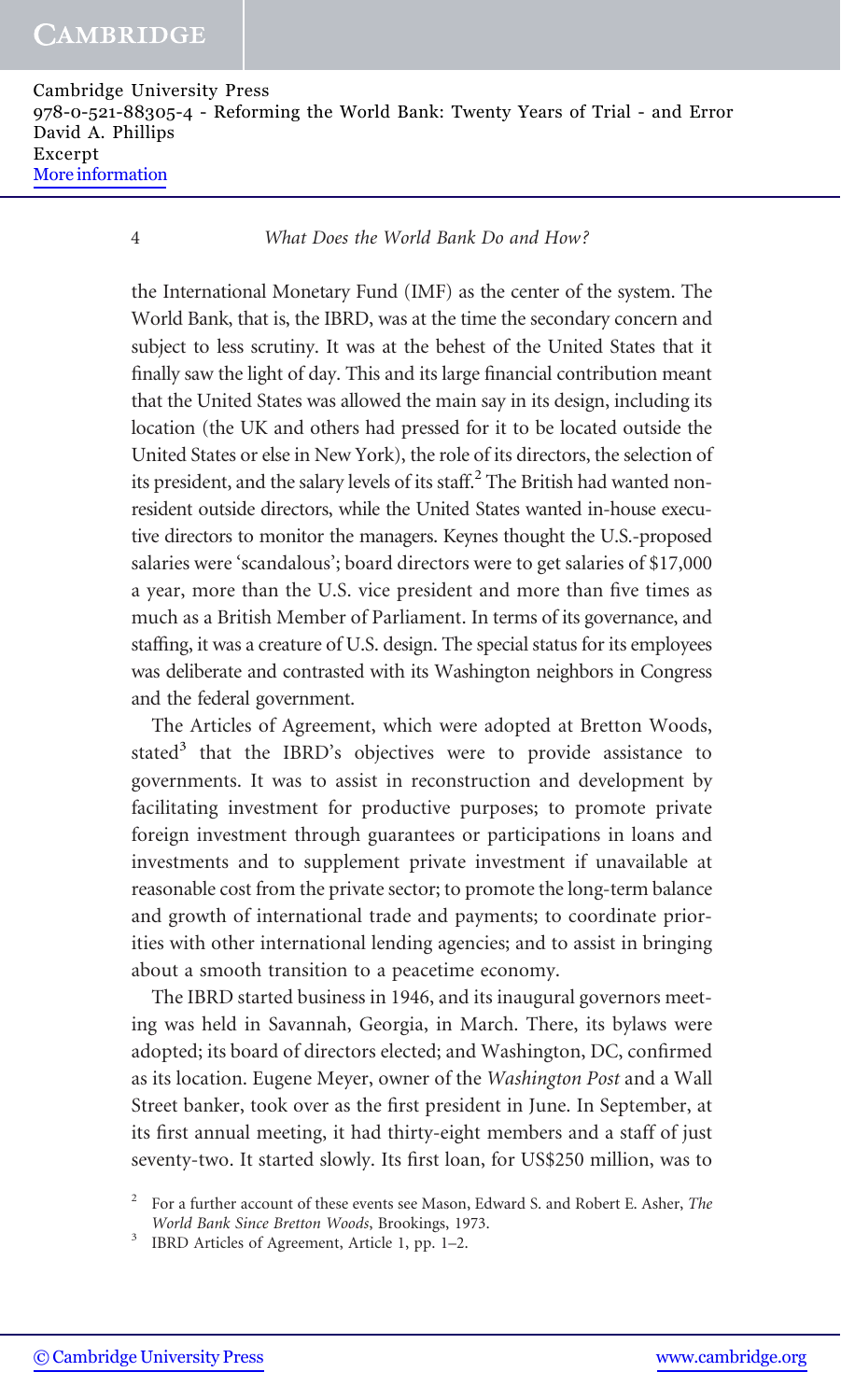the International Monetary Fund (IMF) as the center of the system. The World Bank, that is, the IBRD, was at the time the secondary concern and subject to less scrutiny. It was at the behest of the United States that it finally saw the light of day. This and its large financial contribution meant that the United States was allowed the main say in its design, including its location (the UK and others had pressed for it to be located outside the United States or else in New York), the role of its directors, the selection of its president, and the salary levels of its staff.[2] The British had wanted non-resident outside directors, while the United States wanted in-house executive directors to monitor the managers. Keynes thought the U.S.-proposed salaries were 'scandalous'; board directors were to get salaries of $17,000 a year, more than the U.S. vice president and more than five times as much as a British Member of Parliament. In terms of its governance, and staffing, it was a creature of U.S. design. The special status for its employees was deliberate and contrasted with its Washington neighbors in Congress and the federal government.

The Articles of Agreement, which were adopted at Bretton Woods, stated[3] that the IBRD's objectives were to provide assistance to governments. It was to assist in reconstruction and development by facilitating investment for productive purposes; to promote private foreign investment through guarantees or participations in loans and investments and to supplement private investment if unavailable at reasonable cost from the private sector; to promote the long-term balance and growth of international trade and payments; to coordinate priorities with other international lending agencies; and to assist in bringing about a smooth transition to a peacetime economy.

The IBRD started business in 1946, and its inaugural governors meeting was held in Savannah, Georgia, in March. There, its bylaws were adopted; its board of directors elected; and Washington, DC, confirmed as its location. Eugene Meyer, owner of the *Washington Post* and a Wall Street banker, took over as the first president in June. In September, at its first annual meeting, it had thirty-eight members and a staff of just seventy-two. It started slowly. Its first loan, for US$250 million, was to

[2] For a further account of these events see Mason, Edward S. and Robert E. Asher, *The World Bank Since Bretton Woods*, Brookings, 1973.

[3] IBRD Articles of Agreement, Article 1, pp. 1–2.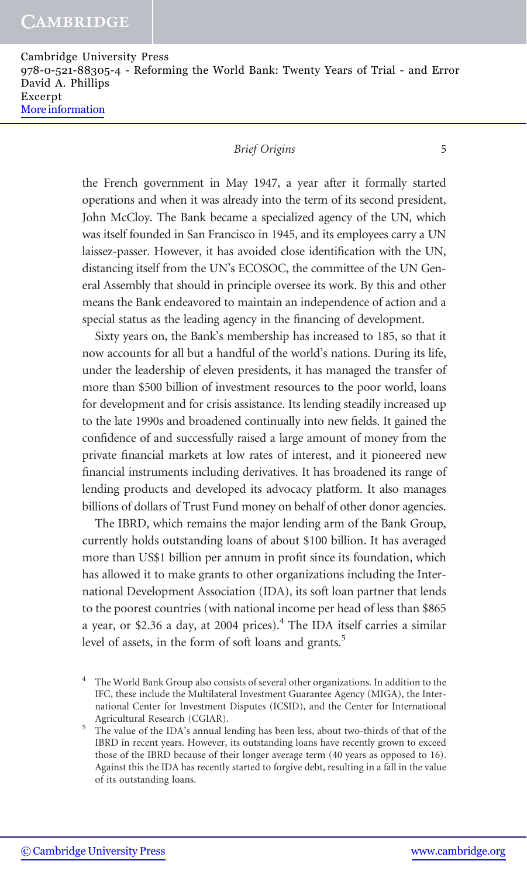the French government in May 1947, a year after it formally started operations and when it was already into the term of its second president, John McCloy. The Bank became a specialized agency of the UN, which was itself founded in San Francisco in 1945, and its employees carry a UN laissez-passer. However, it has avoided close identification with the UN, distancing itself from the UN's ECOSOC, the committee of the UN General Assembly that should in principle oversee its work. By this and other means the Bank endeavored to maintain an independence of action and a special status as the leading agency in the financing of development.

Sixty years on, the Bank's membership has increased to 185, so that it now accounts for all but a handful of the world's nations. During its life, under the leadership of eleven presidents, it has managed the transfer of more than $500 billion of investment resources to the poor world, loans for development and for crisis assistance. Its lending steadily increased up to the late 1990s and broadened continually into new fields. It gained the confidence of and successfully raised a large amount of money from the private financial markets at low rates of interest, and it pioneered new financial instruments including derivatives. It has broadened its range of lending products and developed its advocacy platform. It also manages billions of dollars of Trust Fund money on behalf of other donor agencies.

The IBRD, which remains the major lending arm of the Bank Group, currently holds outstanding loans of about $100 billion. It has averaged more than US$1 billion per annum in profit since its foundation, which has allowed it to make grants to other organizations including the International Development Association (IDA), its soft loan partner that lends to the poorest countries (with national income per head of less than $865 a year, or $2.36 a day, at 2004 prices).[4] The IDA itself carries a similar level of assets, in the form of soft loans and grants.[5]

[4] The World Bank Group also consists of several other organizations. In addition to the IFC, these include the Multilateral Investment Guarantee Agency (MIGA), the International Center for Investment Disputes (ICSID), and the Center for International Agricultural Research (CGIAR).

[5] The value of the IDA's annual lending has been less, about two-thirds of that of the IBRD in recent years. However, its outstanding loans have recently grown to exceed those of the IBRD because of their longer average term (40 years as opposed to 16). Against this the IDA has recently started to forgive debt, resulting in a fall in the value of its outstanding loans.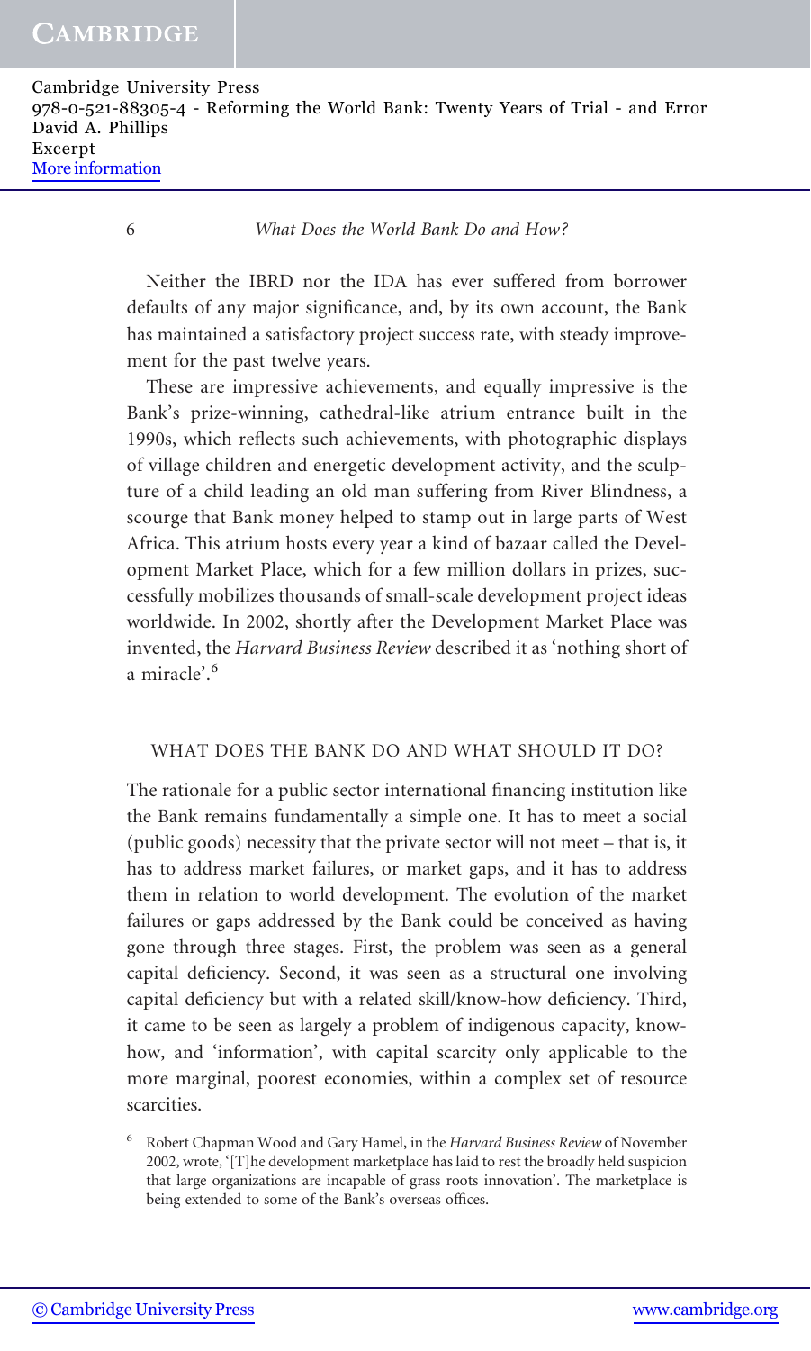Neither the IBRD nor the IDA has ever suffered from borrower defaults of any major significance, and, by its own account, the Bank has maintained a satisfactory project success rate, with steady improvement for the past twelve years.

These are impressive achievements, and equally impressive is the Bank's prize-winning, cathedral-like atrium entrance built in the 1990s, which reflects such achievements, with photographic displays of village children and energetic development activity, and the sculpture of a child leading an old man suffering from River Blindness, a scourge that Bank money helped to stamp out in large parts of West Africa. This atrium hosts every year a kind of bazaar called the Development Market Place, which for a few million dollars in prizes, successfully mobilizes thousands of small-scale development project ideas worldwide. In 2002, shortly after the Development Market Place was invented, the *Harvard Business Review* described it as 'nothing short of a miracle'.[6]

## WHAT DOES THE BANK DO AND WHAT SHOULD IT DO?

The rationale for a public sector international financing institution like the Bank remains fundamentally a simple one. It has to meet a social (public goods) necessity that the private sector will not meet – that is, it has to address market failures, or market gaps, and it has to address them in relation to world development. The evolution of the market failures or gaps addressed by the Bank could be conceived as having gone through three stages. First, the problem was seen as a general capital deficiency. Second, it was seen as a structural one involving capital deficiency but with a related skill/know-how deficiency. Third, it came to be seen as largely a problem of indigenous capacity, know-how, and 'information', with capital scarcity only applicable to the more marginal, poorest economies, within a complex set of resource scarcities.

[6] Robert Chapman Wood and Gary Hamel, in the *Harvard Business Review* of November 2002, wrote, '[T]he development marketplace has laid to rest the broadly held suspicion that large organizations are incapable of grass roots innovation'. The marketplace is being extended to some of the Bank's overseas offices.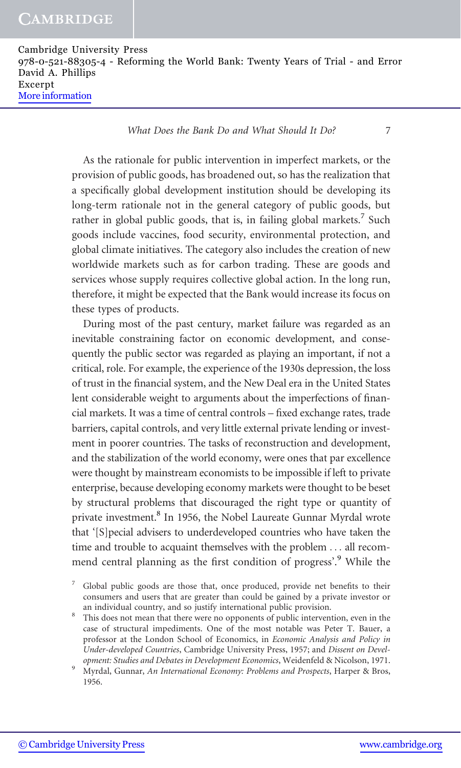As the rationale for public intervention in imperfect markets, or the provision of public goods, has broadened out, so has the realization that a specifically global development institution should be developing its long-term rationale not in the general category of public goods, but rather in global public goods, that is, in failing global markets.[7] Such goods include vaccines, food security, environmental protection, and global climate initiatives. The category also includes the creation of new worldwide markets such as for carbon trading. These are goods and services whose supply requires collective global action. In the long run, therefore, it might be expected that the Bank would increase its focus on these types of products.

During most of the past century, market failure was regarded as an inevitable constraining factor on economic development, and consequently the public sector was regarded as playing an important, if not a critical, role. For example, the experience of the 1930s depression, the loss of trust in the financial system, and the New Deal era in the United States lent considerable weight to arguments about the imperfections of financial markets. It was a time of central controls – fixed exchange rates, trade barriers, capital controls, and very little external private lending or investment in poorer countries. The tasks of reconstruction and development, and the stabilization of the world economy, were ones that par excellence were thought by mainstream economists to be impossible if left to private enterprise, because developing economy markets were thought to be beset by structural problems that discouraged the right type or quantity of private investment.[8] In 1956, the Nobel Laureate Gunnar Myrdal wrote that '[S]pecial advisers to underdeveloped countries who have taken the time and trouble to acquaint themselves with the problem . . . all recommend central planning as the first condition of progress'.[9] While the

---

[7] Global public goods are those that, once produced, provide net benefits to their consumers and users that are greater than could be gained by a private investor or an individual country, and so justify international public provision.

[8] This does not mean that there were no opponents of public intervention, even in the case of structural impediments. One of the most notable was Peter T. Bauer, a professor at the London School of Economics, in *Economic Analysis and Policy in Under-developed Countries*, Cambridge University Press, 1957; and *Dissent on Development: Studies and Debates in Development Economics*, Weidenfeld & Nicolson, 1971.

[9] Myrdal, Gunnar, *An International Economy: Problems and Prospects*, Harper & Bros, 1956.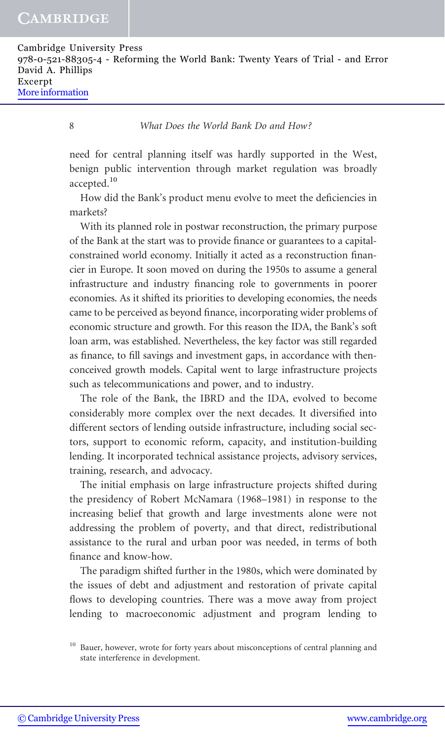need for central planning itself was hardly supported in the West, benign public intervention through market regulation was broadly accepted.[10]

How did the Bank's product menu evolve to meet the deficiencies in markets?

With its planned role in postwar reconstruction, the primary purpose of the Bank at the start was to provide finance or guarantees to a capital-constrained world economy. Initially it acted as a reconstruction financier in Europe. It soon moved on during the 1950s to assume a general infrastructure and industry financing role to governments in poorer economies. As it shifted its priorities to developing economies, the needs came to be perceived as beyond finance, incorporating wider problems of economic structure and growth. For this reason the IDA, the Bank's soft loan arm, was established. Nevertheless, the key factor was still regarded as finance, to fill savings and investment gaps, in accordance with then-conceived growth models. Capital went to large infrastructure projects such as telecommunications and power, and to industry.

The role of the Bank, the IBRD and the IDA, evolved to become considerably more complex over the next decades. It diversified into different sectors of lending outside infrastructure, including social sectors, support to economic reform, capacity, and institution-building lending. It incorporated technical assistance projects, advisory services, training, research, and advocacy.

The initial emphasis on large infrastructure projects shifted during the presidency of Robert McNamara (1968–1981) in response to the increasing belief that growth and large investments alone were not addressing the problem of poverty, and that direct, redistributional assistance to the rural and urban poor was needed, in terms of both finance and know-how.

The paradigm shifted further in the 1980s, which were dominated by the issues of debt and adjustment and restoration of private capital flows to developing countries. There was a move away from project lending to macroeconomic adjustment and program lending to

[10] Bauer, however, wrote for forty years about misconceptions of central planning and state interference in development.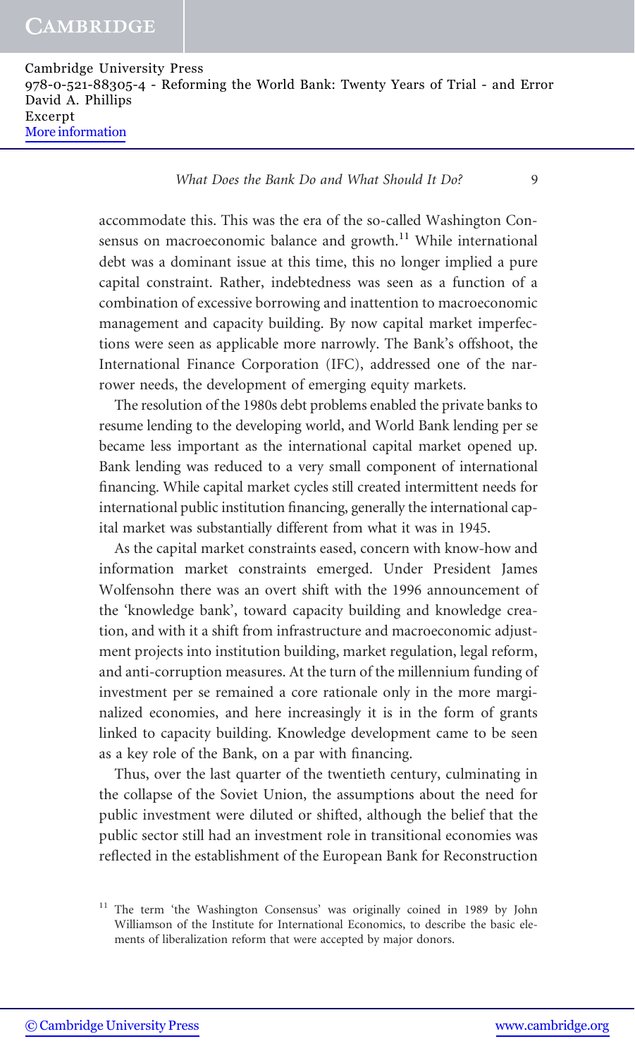accommodate this. This was the era of the so-called Washington Consensus on macroeconomic balance and growth.[11] While international debt was a dominant issue at this time, this no longer implied a pure capital constraint. Rather, indebtedness was seen as a function of a combination of excessive borrowing and inattention to macroeconomic management and capacity building. By now capital market imperfections were seen as applicable more narrowly. The Bank's offshoot, the International Finance Corporation (IFC), addressed one of the narrower needs, the development of emerging equity markets.

The resolution of the 1980s debt problems enabled the private banks to resume lending to the developing world, and World Bank lending per se became less important as the international capital market opened up. Bank lending was reduced to a very small component of international financing. While capital market cycles still created intermittent needs for international public institution financing, generally the international capital market was substantially different from what it was in 1945.

As the capital market constraints eased, concern with know-how and information market constraints emerged. Under President James Wolfensohn there was an overt shift with the 1996 announcement of the 'knowledge bank', toward capacity building and knowledge creation, and with it a shift from infrastructure and macroeconomic adjustment projects into institution building, market regulation, legal reform, and anti-corruption measures. At the turn of the millennium funding of investment per se remained a core rationale only in the more marginalized economies, and here increasingly it is in the form of grants linked to capacity building. Knowledge development came to be seen as a key role of the Bank, on a par with financing.

Thus, over the last quarter of the twentieth century, culminating in the collapse of the Soviet Union, the assumptions about the need for public investment were diluted or shifted, although the belief that the public sector still had an investment role in transitional economies was reflected in the establishment of the European Bank for Reconstruction

[11] The term 'the Washington Consensus' was originally coined in 1989 by John Williamson of the Institute for International Economics, to describe the basic elements of liberalization reform that were accepted by major donors.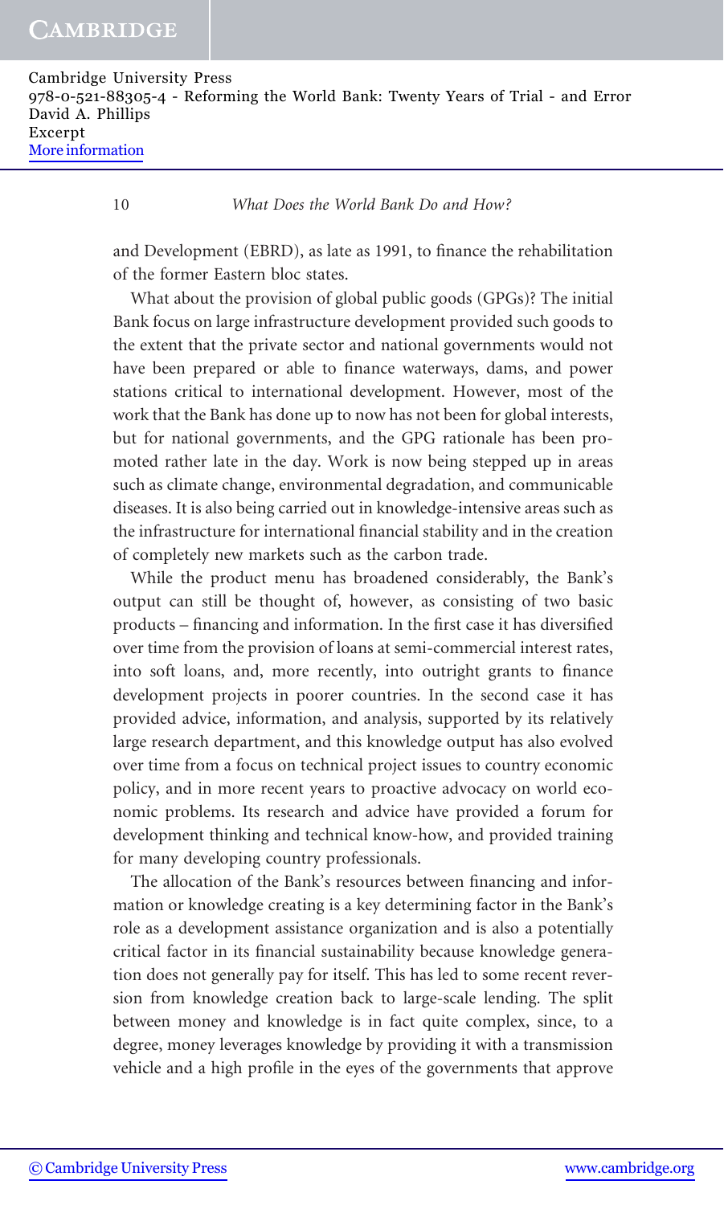and Development (EBRD), as late as 1991, to finance the rehabilitation of the former Eastern bloc states.

What about the provision of global public goods (GPGs)? The initial Bank focus on large infrastructure development provided such goods to the extent that the private sector and national governments would not have been prepared or able to finance waterways, dams, and power stations critical to international development. However, most of the work that the Bank has done up to now has not been for global interests, but for national governments, and the GPG rationale has been promoted rather late in the day. Work is now being stepped up in areas such as climate change, environmental degradation, and communicable diseases. It is also being carried out in knowledge-intensive areas such as the infrastructure for international financial stability and in the creation of completely new markets such as the carbon trade.

While the product menu has broadened considerably, the Bank's output can still be thought of, however, as consisting of two basic products – financing and information. In the first case it has diversified over time from the provision of loans at semi-commercial interest rates, into soft loans, and, more recently, into outright grants to finance development projects in poorer countries. In the second case it has provided advice, information, and analysis, supported by its relatively large research department, and this knowledge output has also evolved over time from a focus on technical project issues to country economic policy, and in more recent years to proactive advocacy on world economic problems. Its research and advice have provided a forum for development thinking and technical know-how, and provided training for many developing country professionals.

The allocation of the Bank's resources between financing and information or knowledge creating is a key determining factor in the Bank's role as a development assistance organization and is also a potentially critical factor in its financial sustainability because knowledge generation does not generally pay for itself. This has led to some recent reversion from knowledge creation back to large-scale lending. The split between money and knowledge is in fact quite complex, since, to a degree, money leverages knowledge by providing it with a transmission vehicle and a high profile in the eyes of the governments that approve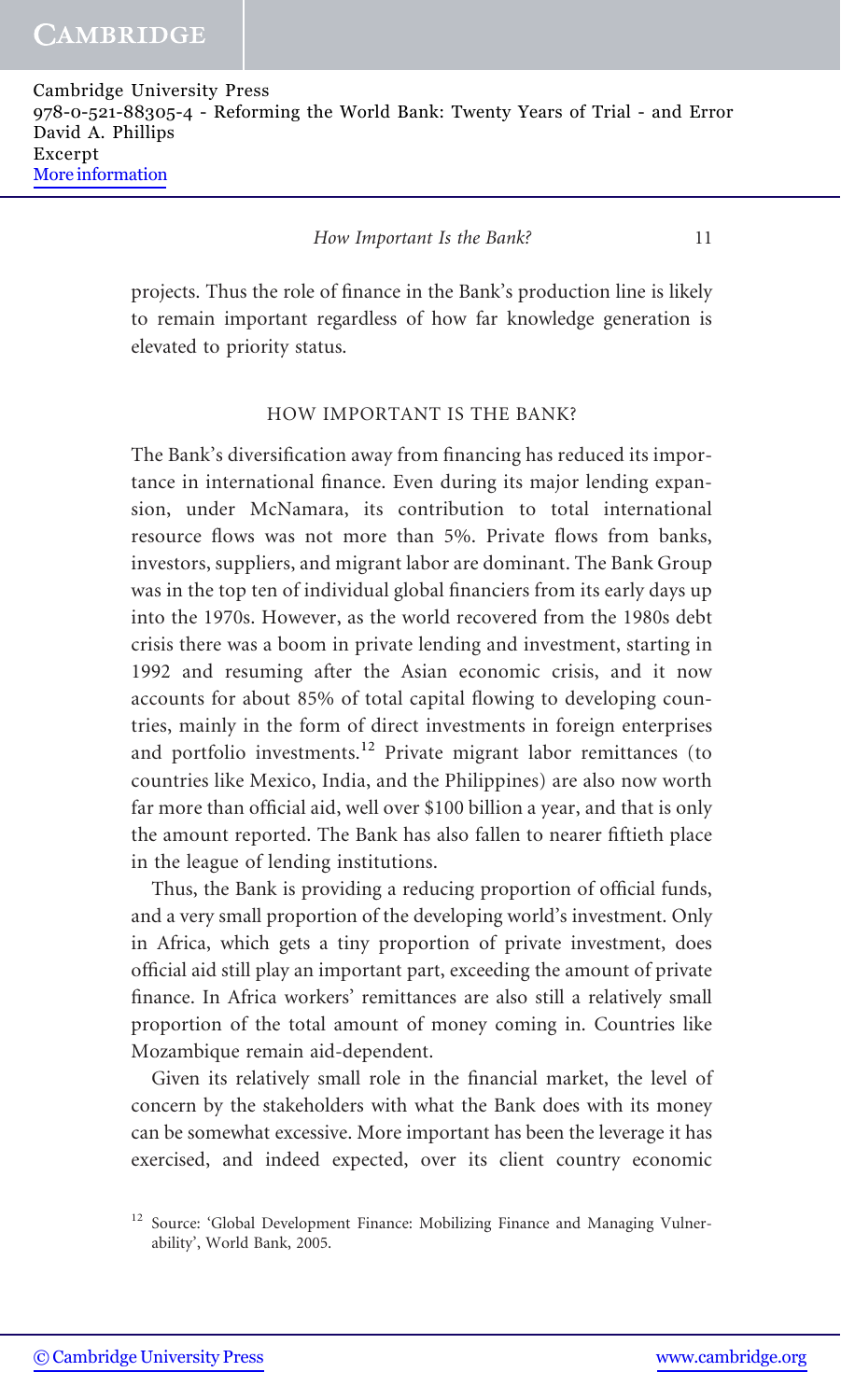projects. Thus the role of finance in the Bank's production line is likely to remain important regardless of how far knowledge generation is elevated to priority status.

## HOW IMPORTANT IS THE BANK?

The Bank's diversification away from financing has reduced its importance in international finance. Even during its major lending expansion, under McNamara, its contribution to total international resource flows was not more than 5%. Private flows from banks, investors, suppliers, and migrant labor are dominant. The Bank Group was in the top ten of individual global financiers from its early days up into the 1970s. However, as the world recovered from the 1980s debt crisis there was a boom in private lending and investment, starting in 1992 and resuming after the Asian economic crisis, and it now accounts for about 85% of total capital flowing to developing countries, mainly in the form of direct investments in foreign enterprises and portfolio investments.[12] Private migrant labor remittances (to countries like Mexico, India, and the Philippines) are also now worth far more than official aid, well over $100 billion a year, and that is only the amount reported. The Bank has also fallen to nearer fiftieth place in the league of lending institutions.

Thus, the Bank is providing a reducing proportion of official funds, and a very small proportion of the developing world's investment. Only in Africa, which gets a tiny proportion of private investment, does official aid still play an important part, exceeding the amount of private finance. In Africa workers' remittances are also still a relatively small proportion of the total amount of money coming in. Countries like Mozambique remain aid-dependent.

Given its relatively small role in the financial market, the level of concern by the stakeholders with what the Bank does with its money can be somewhat excessive. More important has been the leverage it has exercised, and indeed expected, over its client country economic

[12] Source: 'Global Development Finance: Mobilizing Finance and Managing Vulnerability', World Bank, 2005.